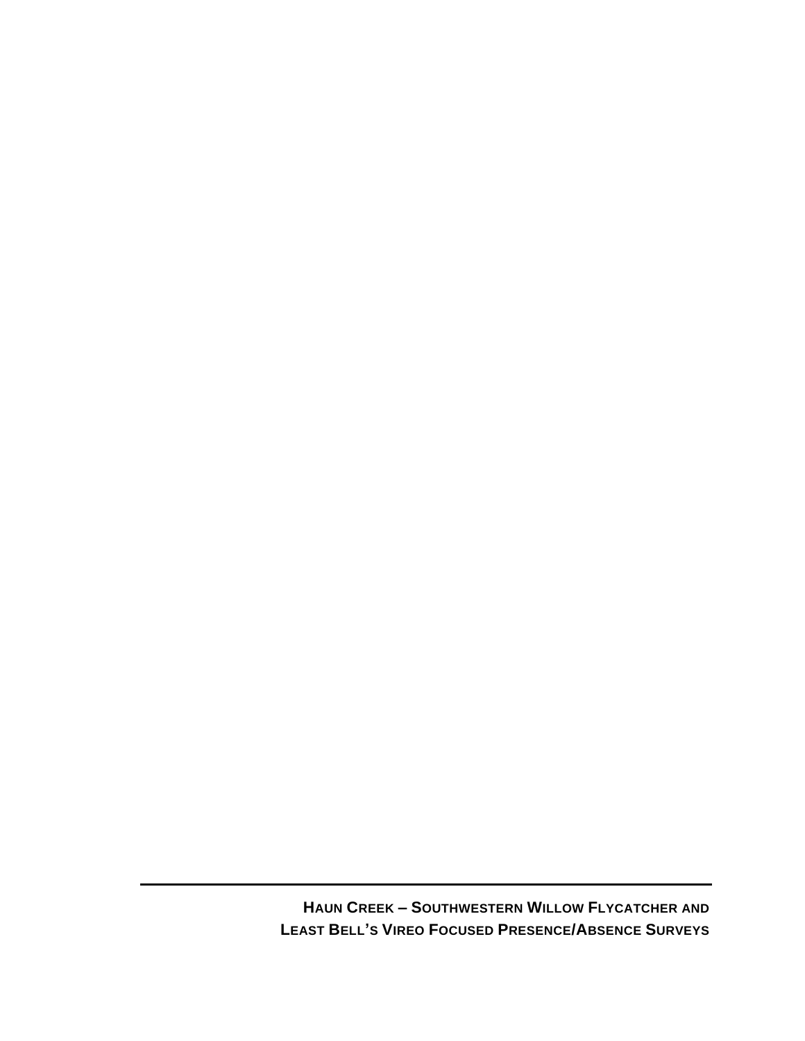**HAUN CREEK – SOUTHWESTERN WILLOW FLYCATCHER AND LEAST BELL'S VIREO FOCUSED PRESENCE/ABSENCE SURVEYS**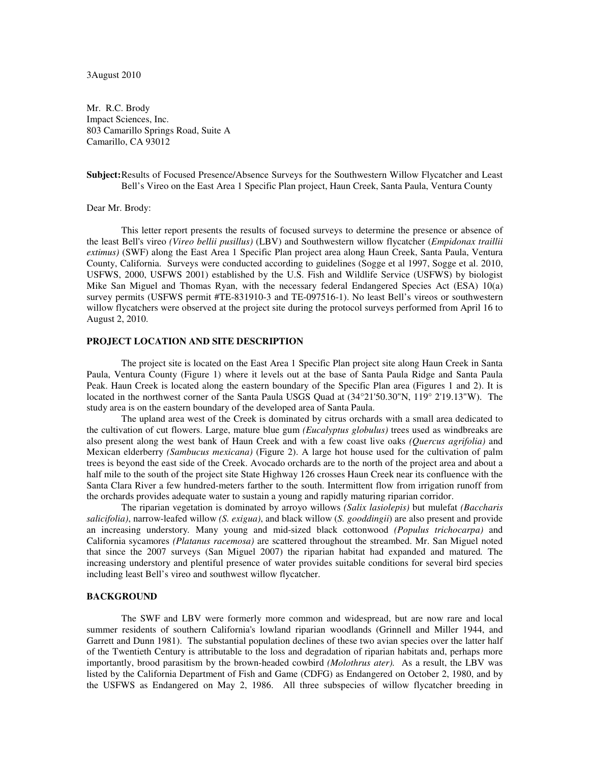3August 2010

Mr. R.C. Brody
Impact Sciences, Inc.
803 Camarillo Springs Road, Suite A
Camarillo, CA 93012

**Subject:** Results of Focused Presence/Absence Surveys for the Southwestern Willow Flycatcher and Least Bell's Vireo on the East Area 1 Specific Plan project, Haun Creek, Santa Paula, Ventura County

Dear Mr. Brody:

This letter report presents the results of focused surveys to determine the presence or absence of the least Bell's vireo *(Vireo bellii pusillus)* (LBV) and Southwestern willow flycatcher (*Empidonax traillii extimus)* (SWF) along the East Area 1 Specific Plan project area along Haun Creek, Santa Paula, Ventura County, California. Surveys were conducted according to guidelines (Sogge et al 1997, Sogge et al. 2010, USFWS, 2000, USFWS 2001) established by the U.S. Fish and Wildlife Service (USFWS) by biologist Mike San Miguel and Thomas Ryan, with the necessary federal Endangered Species Act (ESA) 10(a) survey permits (USFWS permit #TE-831910-3 and TE-097516-1). No least Bell's vireos or southwestern willow flycatchers were observed at the project site during the protocol surveys performed from April 16 to August 2, 2010.

## PROJECT LOCATION AND SITE DESCRIPTION

The project site is located on the East Area 1 Specific Plan project site along Haun Creek in Santa Paula, Ventura County (Figure 1) where it levels out at the base of Santa Paula Ridge and Santa Paula Peak. Haun Creek is located along the eastern boundary of the Specific Plan area (Figures 1 and 2). It is located in the northwest corner of the Santa Paula USGS Quad at (34°21'50.30"N, 119° 2'19.13"W). The study area is on the eastern boundary of the developed area of Santa Paula.

The upland area west of the Creek is dominated by citrus orchards with a small area dedicated to the cultivation of cut flowers. Large, mature blue gum *(Eucalyptus globulus)* trees used as windbreaks are also present along the west bank of Haun Creek and with a few coast live oaks *(Quercus agrifolia)* and Mexican elderberry *(Sambucus mexicana)* (Figure 2). A large hot house used for the cultivation of palm trees is beyond the east side of the Creek. Avocado orchards are to the north of the project area and about a half mile to the south of the project site State Highway 126 crosses Haun Creek near its confluence with the Santa Clara River a few hundred-meters farther to the south. Intermittent flow from irrigation runoff from the orchards provides adequate water to sustain a young and rapidly maturing riparian corridor.

The riparian vegetation is dominated by arroyo willows *(Salix lasiolepis)* but mulefat *(Baccharis salicifolia)*, narrow-leafed willow *(S. exigua)*, and black willow (*S. gooddingii*) are also present and provide an increasing understory. Many young and mid-sized black cottonwood *(Populus trichocarpa)* and California sycamores *(Platanus racemosa)* are scattered throughout the streambed. Mr. San Miguel noted that since the 2007 surveys (San Miguel 2007) the riparian habitat had expanded and matured*.* The increasing understory and plentiful presence of water provides suitable conditions for several bird species including least Bell's vireo and southwest willow flycatcher.

## BACKGROUND

The SWF and LBV were formerly more common and widespread, but are now rare and local summer residents of southern California's lowland riparian woodlands (Grinnell and Miller 1944, and Garrett and Dunn 1981). The substantial population declines of these two avian species over the latter half of the Twentieth Century is attributable to the loss and degradation of riparian habitats and, perhaps more importantly, brood parasitism by the brown-headed cowbird *(Molothrus ater).* As a result, the LBV was listed by the California Department of Fish and Game (CDFG) as Endangered on October 2, 1980, and by the USFWS as Endangered on May 2, 1986. All three subspecies of willow flycatcher breeding in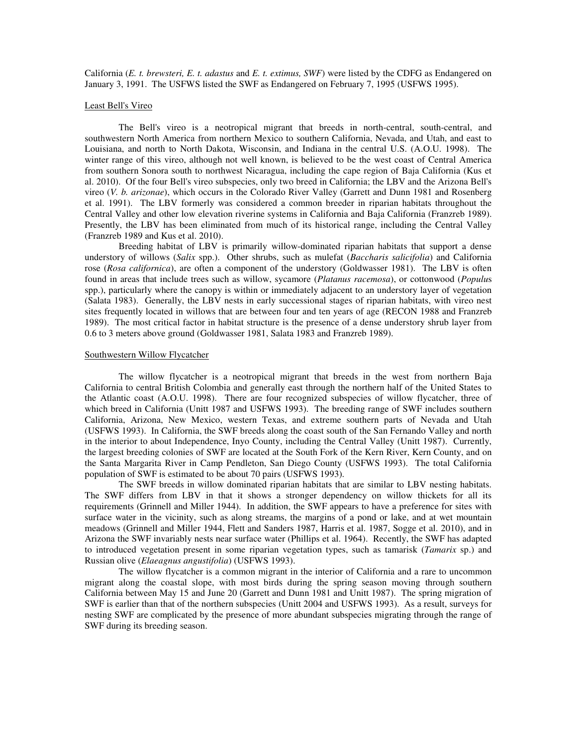California (*E. t. brewsteri, E. t. adastus* and *E. t. extimus, SWF*) were listed by the CDFG as Endangered on January 3, 1991. The USFWS listed the SWF as Endangered on February 7, 1995 (USFWS 1995).

### Least Bell's Vireo

The Bell's vireo is a neotropical migrant that breeds in north-central, south-central, and southwestern North America from northern Mexico to southern California, Nevada, and Utah, and east to Louisiana, and north to North Dakota, Wisconsin, and Indiana in the central U.S. (A.O.U. 1998). The winter range of this vireo, although not well known, is believed to be the west coast of Central America from southern Sonora south to northwest Nicaragua, including the cape region of Baja California (Kus et al. 2010). Of the four Bell's vireo subspecies, only two breed in California; the LBV and the Arizona Bell's vireo (*V. b. arizonae*), which occurs in the Colorado River Valley (Garrett and Dunn 1981 and Rosenberg et al. 1991). The LBV formerly was considered a common breeder in riparian habitats throughout the Central Valley and other low elevation riverine systems in California and Baja California (Franzreb 1989). Presently, the LBV has been eliminated from much of its historical range, including the Central Valley (Franzreb 1989 and Kus et al. 2010).

Breeding habitat of LBV is primarily willow-dominated riparian habitats that support a dense understory of willows (*Salix* spp.). Other shrubs, such as mulefat (*Baccharis salicifolia*) and California rose (*Rosa californica*), are often a component of the understory (Goldwasser 1981). The LBV is often found in areas that include trees such as willow, sycamore (*Platanus racemosa*), or cottonwood (*Populus* spp.), particularly where the canopy is within or immediately adjacent to an understory layer of vegetation (Salata 1983). Generally, the LBV nests in early successional stages of riparian habitats, with vireo nest sites frequently located in willows that are between four and ten years of age (RECON 1988 and Franzreb 1989). The most critical factor in habitat structure is the presence of a dense understory shrub layer from 0.6 to 3 meters above ground (Goldwasser 1981, Salata 1983 and Franzreb 1989).

### Southwestern Willow Flycatcher

The willow flycatcher is a neotropical migrant that breeds in the west from northern Baja California to central British Colombia and generally east through the northern half of the United States to the Atlantic coast (A.O.U. 1998). There are four recognized subspecies of willow flycatcher, three of which breed in California (Unitt 1987 and USFWS 1993). The breeding range of SWF includes southern California, Arizona, New Mexico, western Texas, and extreme southern parts of Nevada and Utah (USFWS 1993). In California, the SWF breeds along the coast south of the San Fernando Valley and north in the interior to about Independence, Inyo County, including the Central Valley (Unitt 1987). Currently, the largest breeding colonies of SWF are located at the South Fork of the Kern River, Kern County, and on the Santa Margarita River in Camp Pendleton, San Diego County (USFWS 1993). The total California population of SWF is estimated to be about 70 pairs (USFWS 1993).

The SWF breeds in willow dominated riparian habitats that are similar to LBV nesting habitats. The SWF differs from LBV in that it shows a stronger dependency on willow thickets for all its requirements (Grinnell and Miller 1944). In addition, the SWF appears to have a preference for sites with surface water in the vicinity, such as along streams, the margins of a pond or lake, and at wet mountain meadows (Grinnell and Miller 1944, Flett and Sanders 1987, Harris et al. 1987, Sogge et al. 2010), and in Arizona the SWF invariably nests near surface water (Phillips et al. 1964). Recently, the SWF has adapted to introduced vegetation present in some riparian vegetation types, such as tamarisk (*Tamarix* sp.) and Russian olive (*Elaeagnus angustifolia*) (USFWS 1993).

The willow flycatcher is a common migrant in the interior of California and a rare to uncommon migrant along the coastal slope, with most birds during the spring season moving through southern California between May 15 and June 20 (Garrett and Dunn 1981 and Unitt 1987). The spring migration of SWF is earlier than that of the northern subspecies (Unitt 2004 and USFWS 1993). As a result, surveys for nesting SWF are complicated by the presence of more abundant subspecies migrating through the range of SWF during its breeding season.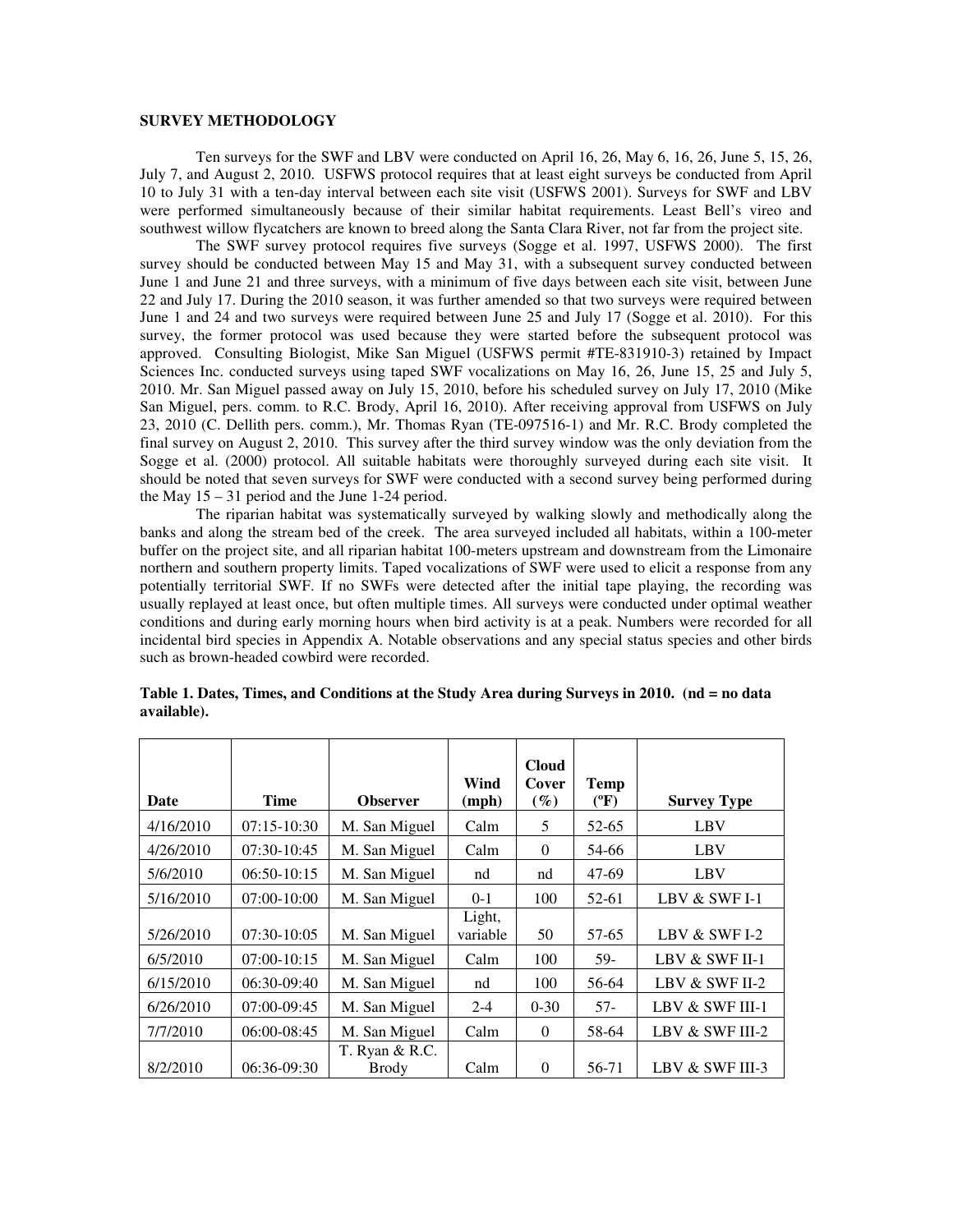**SURVEY METHODOLOGY**

Ten surveys for the SWF and LBV were conducted on April 16, 26, May 6, 16, 26, June 5, 15, 26, July 7, and August 2, 2010. USFWS protocol requires that at least eight surveys be conducted from April 10 to July 31 with a ten-day interval between each site visit (USFWS 2001). Surveys for SWF and LBV were performed simultaneously because of their similar habitat requirements. Least Bell's vireo and southwest willow flycatchers are known to breed along the Santa Clara River, not far from the project site.

The SWF survey protocol requires five surveys (Sogge et al. 1997, USFWS 2000). The first survey should be conducted between May 15 and May 31, with a subsequent survey conducted between June 1 and June 21 and three surveys, with a minimum of five days between each site visit, between June 22 and July 17. During the 2010 season, it was further amended so that two surveys were required between June 1 and 24 and two surveys were required between June 25 and July 17 (Sogge et al. 2010). For this survey, the former protocol was used because they were started before the subsequent protocol was approved. Consulting Biologist, Mike San Miguel (USFWS permit #TE-831910-3) retained by Impact Sciences Inc. conducted surveys using taped SWF vocalizations on May 16, 26, June 15, 25 and July 5, 2010. Mr. San Miguel passed away on July 15, 2010, before his scheduled survey on July 17, 2010 (Mike San Miguel, pers. comm. to R.C. Brody, April 16, 2010). After receiving approval from USFWS on July 23, 2010 (C. Dellith pers. comm.), Mr. Thomas Ryan (TE-097516-1) and Mr. R.C. Brody completed the final survey on August 2, 2010. This survey after the third survey window was the only deviation from the Sogge et al. (2000) protocol. All suitable habitats were thoroughly surveyed during each site visit. It should be noted that seven surveys for SWF were conducted with a second survey being performed during the May 15 – 31 period and the June 1-24 period.

The riparian habitat was systematically surveyed by walking slowly and methodically along the banks and along the stream bed of the creek. The area surveyed included all habitats, within a 100-meter buffer on the project site, and all riparian habitat 100-meters upstream and downstream from the Limonaire northern and southern property limits. Taped vocalizations of SWF were used to elicit a response from any potentially territorial SWF. If no SWFs were detected after the initial tape playing, the recording was usually replayed at least once, but often multiple times. All surveys were conducted under optimal weather conditions and during early morning hours when bird activity is at a peak. Numbers were recorded for all incidental bird species in Appendix A. Notable observations and any special status species and other birds such as brown-headed cowbird were recorded.

**Table 1. Dates, Times, and Conditions at the Study Area during Surveys in 2010. (nd = no data available).**

| Date | Time | Observer | Wind (mph) | Cloud Cover (%) | Temp (ºF) | Survey Type |
|---|---|---|---|---|---|---|
| 4/16/2010 | 07:15-10:30 | M. San Miguel | Calm | 5 | 52-65 | LBV |
| 4/26/2010 | 07:30-10:45 | M. San Miguel | Calm | 0 | 54-66 | LBV |
| 5/6/2010 | 06:50-10:15 | M. San Miguel | nd | nd | 47-69 | LBV |
| 5/16/2010 | 07:00-10:00 | M. San Miguel | 0-1 | 100 | 52-61 | LBV & SWF I-1 |
| 5/26/2010 | 07:30-10:05 | M. San Miguel | Light, variable | 50 | 57-65 | LBV & SWF I-2 |
| 6/5/2010 | 07:00-10:15 | M. San Miguel | Calm | 100 | 59- | LBV & SWF II-1 |
| 6/15/2010 | 06:30-09:40 | M. San Miguel | nd | 100 | 56-64 | LBV & SWF II-2 |
| 6/26/2010 | 07:00-09:45 | M. San Miguel | 2-4 | 0-30 | 57- | LBV & SWF III-1 |
| 7/7/2010 | 06:00-08:45 | M. San Miguel | Calm | 0 | 58-64 | LBV & SWF III-2 |
| 8/2/2010 | 06:36-09:30 | T. Ryan & R.C. Brody | Calm | 0 | 56-71 | LBV & SWF III-3 |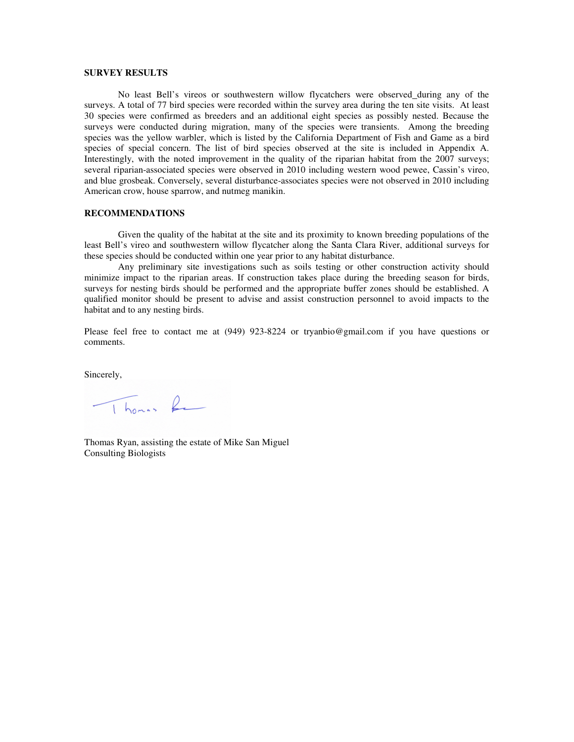**SURVEY RESULTS**

No least Bell's vireos or southwestern willow flycatchers were observed_during any of the surveys. A total of 77 bird species were recorded within the survey area during the ten site visits. At least 30 species were confirmed as breeders and an additional eight species as possibly nested. Because the surveys were conducted during migration, many of the species were transients. Among the breeding species was the yellow warbler, which is listed by the California Department of Fish and Game as a bird species of special concern. The list of bird species observed at the site is included in Appendix A. Interestingly, with the noted improvement in the quality of the riparian habitat from the 2007 surveys; several riparian-associated species were observed in 2010 including western wood pewee, Cassin's vireo, and blue grosbeak. Conversely, several disturbance-associates species were not observed in 2010 including American crow, house sparrow, and nutmeg manikin.

**RECOMMENDATIONS**

Given the quality of the habitat at the site and its proximity to known breeding populations of the least Bell's vireo and southwestern willow flycatcher along the Santa Clara River, additional surveys for these species should be conducted within one year prior to any habitat disturbance.

Any preliminary site investigations such as soils testing or other construction activity should minimize impact to the riparian areas. If construction takes place during the breeding season for birds, surveys for nesting birds should be performed and the appropriate buffer zones should be established. A qualified monitor should be present to advise and assist construction personnel to avoid impacts to the habitat and to any nesting birds.

Please feel free to contact me at (949) 923-8224 or tryanbio@gmail.com if you have questions or comments.

Sincerely,

Thomas Ryan, assisting the estate of Mike San Miguel
Consulting Biologists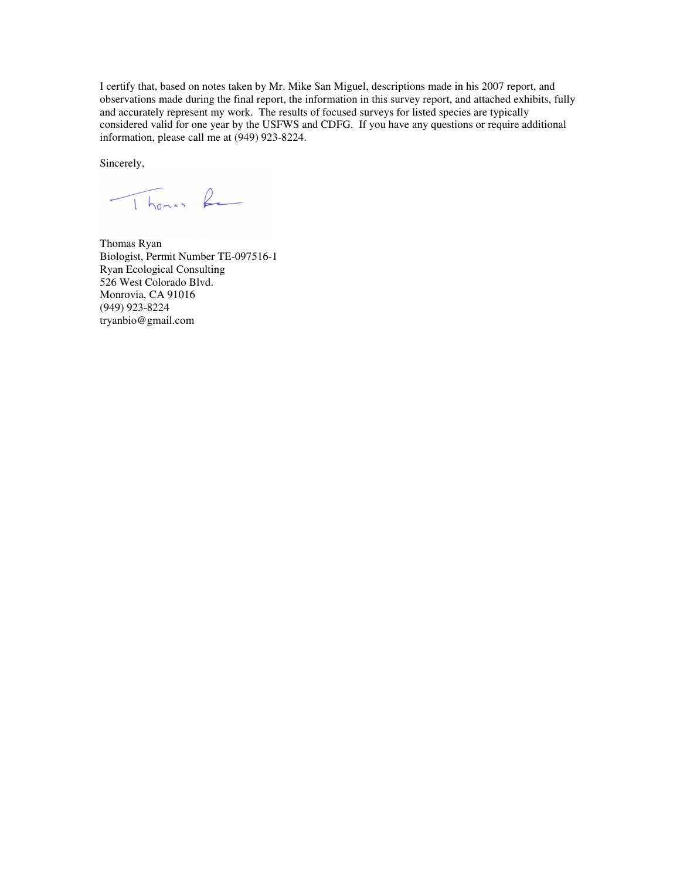I certify that, based on notes taken by Mr. Mike San Miguel, descriptions made in his 2007 report, and observations made during the final report, the information in this survey report, and attached exhibits, fully and accurately represent my work. The results of focused surveys for listed species are typically considered valid for one year by the USFWS and CDFG. If you have any questions or require additional information, please call me at (949) 923-8224.

Sincerely,

Thomas Ryan
Biologist, Permit Number TE-097516-1
Ryan Ecological Consulting
526 West Colorado Blvd.
Monrovia, CA 91016
(949) 923-8224
tryanbio@gmail.com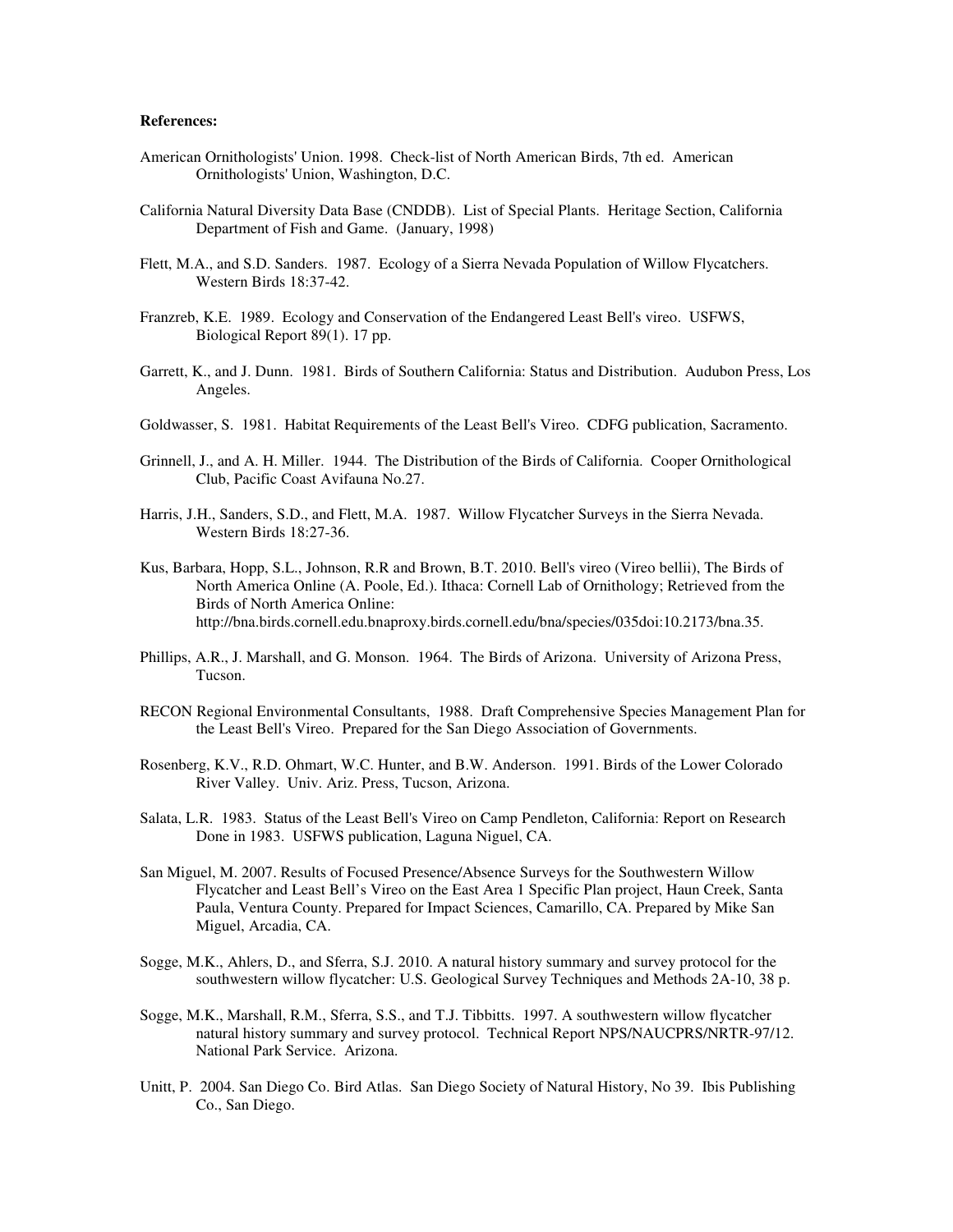**References:**

American Ornithologists' Union. 1998. Check-list of North American Birds, 7th ed. American Ornithologists' Union, Washington, D.C.

California Natural Diversity Data Base (CNDDB). List of Special Plants. Heritage Section, California Department of Fish and Game. (January, 1998)

Flett, M.A., and S.D. Sanders. 1987. Ecology of a Sierra Nevada Population of Willow Flycatchers. Western Birds 18:37-42.

Franzreb, K.E. 1989. Ecology and Conservation of the Endangered Least Bell's vireo. USFWS, Biological Report 89(1). 17 pp.

Garrett, K., and J. Dunn. 1981. Birds of Southern California: Status and Distribution. Audubon Press, Los Angeles.

Goldwasser, S. 1981. Habitat Requirements of the Least Bell's Vireo. CDFG publication, Sacramento.

Grinnell, J., and A. H. Miller. 1944. The Distribution of the Birds of California. Cooper Ornithological Club, Pacific Coast Avifauna No.27.

Harris, J.H., Sanders, S.D., and Flett, M.A. 1987. Willow Flycatcher Surveys in the Sierra Nevada. Western Birds 18:27-36.

Kus, Barbara, Hopp, S.L., Johnson, R.R and Brown, B.T. 2010. Bell's vireo (Vireo bellii), The Birds of North America Online (A. Poole, Ed.). Ithaca: Cornell Lab of Ornithology; Retrieved from the Birds of North America Online: http://bna.birds.cornell.edu.bnaproxy.birds.cornell.edu/bna/species/035doi:10.2173/bna.35.

Phillips, A.R., J. Marshall, and G. Monson. 1964. The Birds of Arizona. University of Arizona Press, Tucson.

RECON Regional Environmental Consultants, 1988. Draft Comprehensive Species Management Plan for the Least Bell's Vireo. Prepared for the San Diego Association of Governments.

Rosenberg, K.V., R.D. Ohmart, W.C. Hunter, and B.W. Anderson. 1991. Birds of the Lower Colorado River Valley. Univ. Ariz. Press, Tucson, Arizona.

Salata, L.R. 1983. Status of the Least Bell's Vireo on Camp Pendleton, California: Report on Research Done in 1983. USFWS publication, Laguna Niguel, CA.

San Miguel, M. 2007. Results of Focused Presence/Absence Surveys for the Southwestern Willow Flycatcher and Least Bell's Vireo on the East Area 1 Specific Plan project, Haun Creek, Santa Paula, Ventura County. Prepared for Impact Sciences, Camarillo, CA. Prepared by Mike San Miguel, Arcadia, CA.

Sogge, M.K., Ahlers, D., and Sferra, S.J. 2010. A natural history summary and survey protocol for the southwestern willow flycatcher: U.S. Geological Survey Techniques and Methods 2A-10, 38 p.

Sogge, M.K., Marshall, R.M., Sferra, S.S., and T.J. Tibbitts. 1997. A southwestern willow flycatcher natural history summary and survey protocol. Technical Report NPS/NAUCPRS/NRTR-97/12. National Park Service. Arizona.

Unitt, P. 2004. San Diego Co. Bird Atlas. San Diego Society of Natural History, No 39. Ibis Publishing Co., San Diego.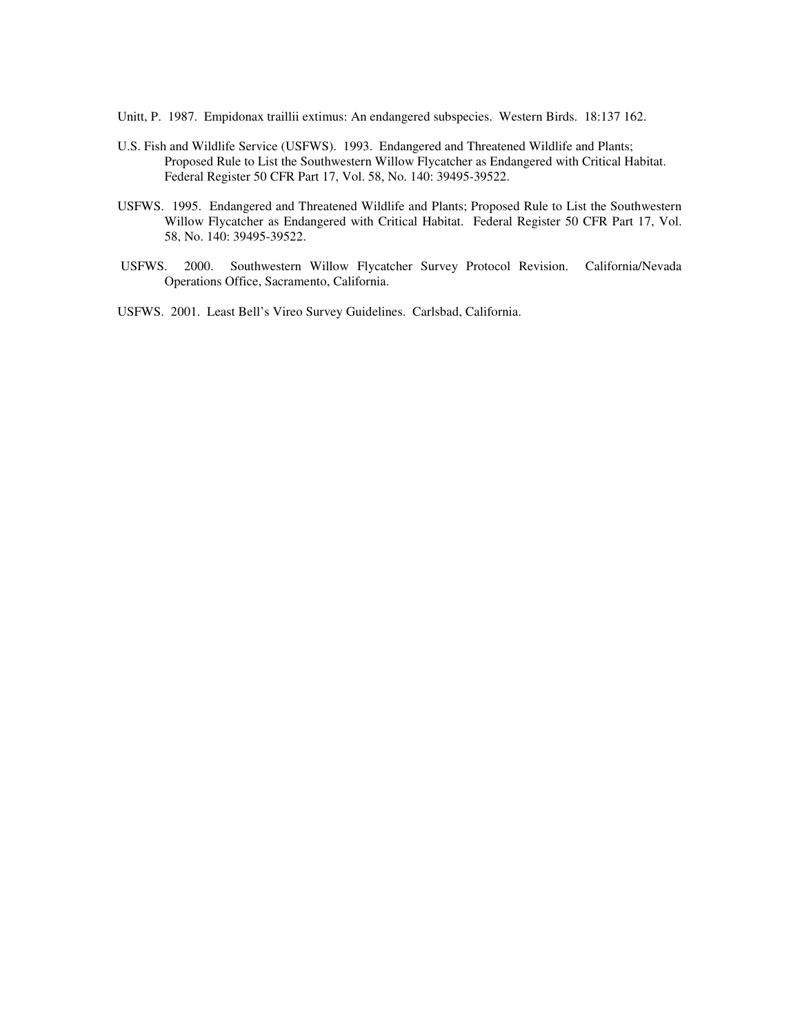Unitt, P. 1987. Empidonax traillii extimus: An endangered subspecies. Western Birds. 18:137 162.

U.S. Fish and Wildlife Service (USFWS). 1993. Endangered and Threatened Wildlife and Plants; Proposed Rule to List the Southwestern Willow Flycatcher as Endangered with Critical Habitat. Federal Register 50 CFR Part 17, Vol. 58, No. 140: 39495-39522.

USFWS. 1995. Endangered and Threatened Wildlife and Plants; Proposed Rule to List the Southwestern Willow Flycatcher as Endangered with Critical Habitat. Federal Register 50 CFR Part 17, Vol. 58, No. 140: 39495-39522.

USFWS. 2000. Southwestern Willow Flycatcher Survey Protocol Revision. California/Nevada Operations Office, Sacramento, California.

USFWS. 2001. Least Bell's Vireo Survey Guidelines. Carlsbad, California.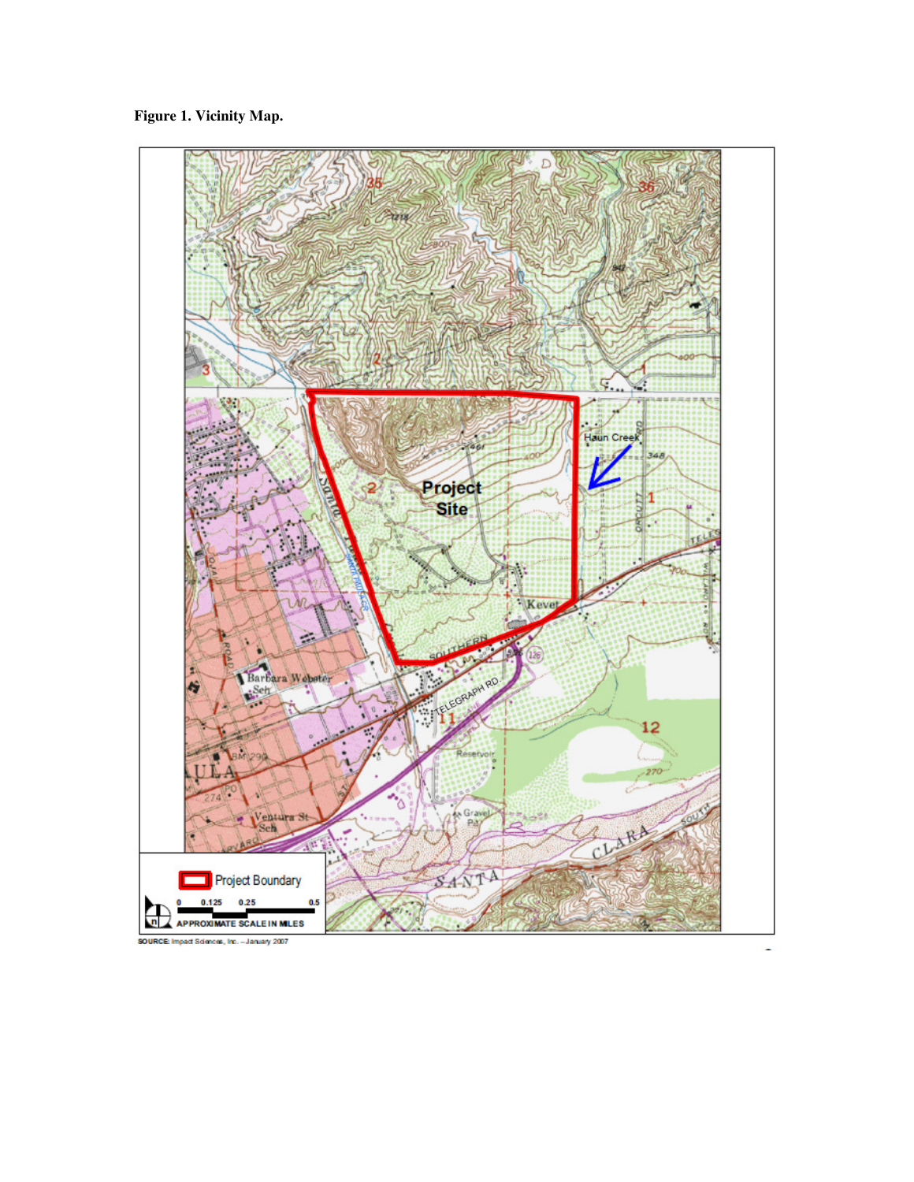**Figure 1. Vicinity Map.**

SOURCE: Impact Sciences, Inc. – January 2007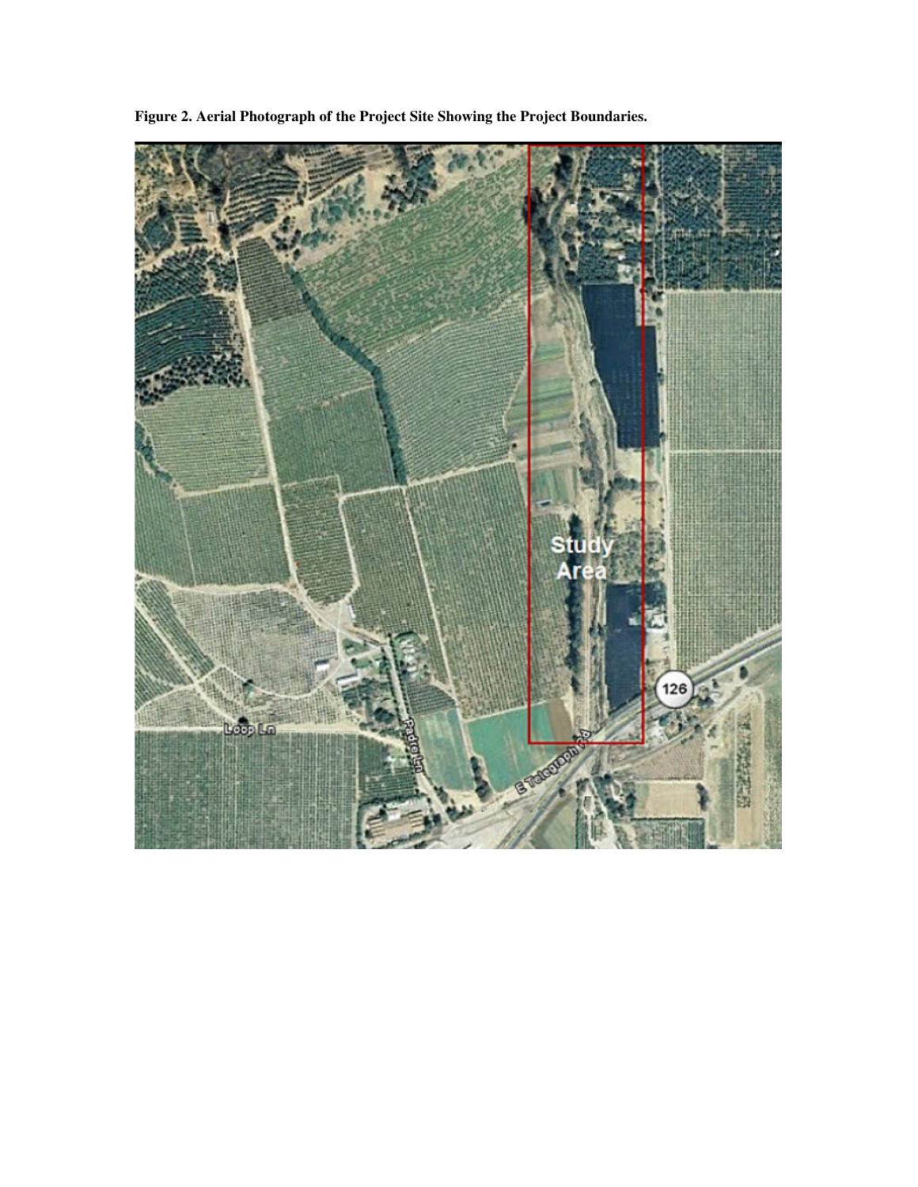**Figure 2. Aerial Photograph of the Project Site Showing the Project Boundaries.**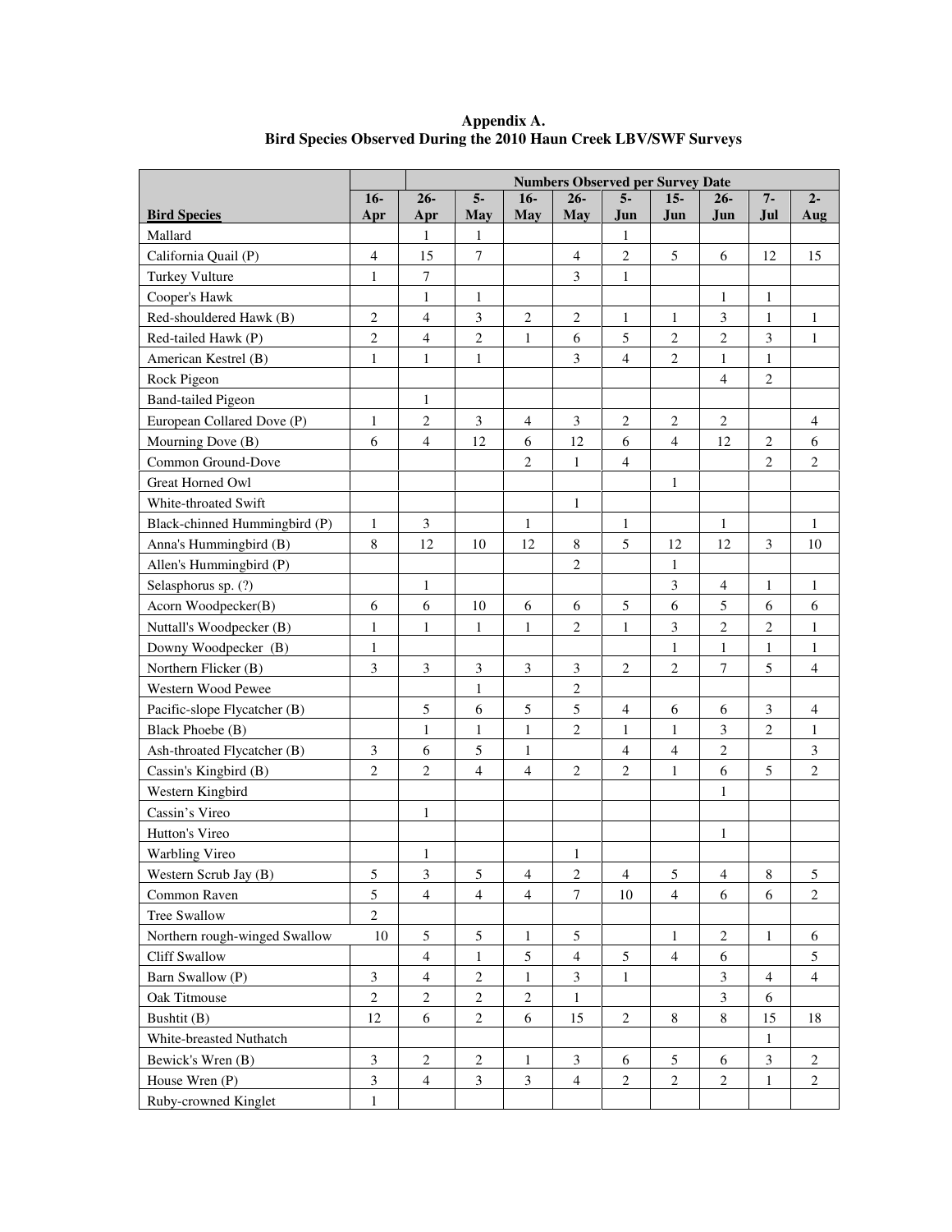**Appendix A.**
**Bird Species Observed During the 2010 Haun Creek LBV/SWF Surveys**

| | Numbers Observed per Survey Date | | | | | | | | | |
|---|---|---|---|---|---|---|---|---|---|---|
| **Bird Species** | **16-Apr** | **26-Apr** | **5-May** | **16-May** | **26-May** | **5-Jun** | **15-Jun** | **26-Jun** | **7-Jul** | **2-Aug** |
| Mallard | | 1 | 1 | | | 1 | | | | |
| California Quail (P) | 4 | 15 | 7 | | 4 | 2 | 5 | 6 | 12 | 15 |
| Turkey Vulture | 1 | 7 | | | 3 | 1 | | | | |
| Cooper's Hawk | | 1 | 1 | | | | | 1 | 1 | |
| Red-shouldered Hawk (B) | 2 | 4 | 3 | 2 | 2 | 1 | 1 | 3 | 1 | 1 |
| Red-tailed Hawk (P) | 2 | 4 | 2 | 1 | 6 | 5 | 2 | 2 | 3 | 1 |
| American Kestrel (B) | 1 | 1 | 1 | | 3 | 4 | 2 | 1 | 1 | |
| Rock Pigeon | | | | | | | | 4 | 2 | |
| Band-tailed Pigeon | | 1 | | | | | | | | |
| European Collared Dove (P) | 1 | 2 | 3 | 4 | 3 | 2 | 2 | 2 | | 4 |
| Mourning Dove (B) | 6 | 4 | 12 | 6 | 12 | 6 | 4 | 12 | 2 | 6 |
| Common Ground-Dove | | | | 2 | 1 | 4 | | | 2 | 2 |
| Great Horned Owl | | | | | | | 1 | | | |
| White-throated Swift | | | | | 1 | | | | | |
| Black-chinned Hummingbird (P) | 1 | 3 | | 1 | | 1 | | 1 | | 1 |
| Anna's Hummingbird (B) | 8 | 12 | 10 | 12 | 8 | 5 | 12 | 12 | 3 | 10 |
| Allen's Hummingbird (P) | | | | | 2 | | 1 | | | |
| Selasphorus sp. (?) | | 1 | | | | | 3 | 4 | 1 | 1 |
| Acorn Woodpecker(B) | 6 | 6 | 10 | 6 | 6 | 5 | 6 | 5 | 6 | 6 |
| Nuttall's Woodpecker (B) | 1 | 1 | 1 | 1 | 2 | 1 | 3 | 2 | 2 | 1 |
| Downy Woodpecker (B) | 1 | | | | | | 1 | 1 | 1 | 1 |
| Northern Flicker (B) | 3 | 3 | 3 | 3 | 3 | 2 | 2 | 7 | 5 | 4 |
| Western Wood Pewee | | | 1 | | 2 | | | | | |
| Pacific-slope Flycatcher (B) | | 5 | 6 | 5 | 5 | 4 | 6 | 6 | 3 | 4 |
| Black Phoebe (B) | | 1 | 1 | 1 | 2 | 1 | 1 | 3 | 2 | 1 |
| Ash-throated Flycatcher (B) | 3 | 6 | 5 | 1 | | 4 | 4 | 2 | | 3 |
| Cassin's Kingbird (B) | 2 | 2 | 4 | 4 | 2 | 2 | 1 | 6 | 5 | 2 |
| Western Kingbird | | | | | | | | 1 | | |
| Cassin's Vireo | | 1 | | | | | | | | |
| Hutton's Vireo | | | | | | | | 1 | | |
| Warbling Vireo | | 1 | | | 1 | | | | | |
| Western Scrub Jay (B) | 5 | 3 | 5 | 4 | 2 | 4 | 5 | 4 | 8 | 5 |
| Common Raven | 5 | 4 | 4 | 4 | 7 | 10 | 4 | 6 | 6 | 2 |
| Tree Swallow | 2 | | | | | | | | | |
| Northern rough-winged Swallow | 10 | 5 | 5 | 1 | 5 | | 1 | 2 | 1 | 6 |
| Cliff Swallow | | 4 | 1 | 5 | 4 | 5 | 4 | 6 | | 5 |
| Barn Swallow (P) | 3 | 4 | 2 | 1 | 3 | 1 | | 3 | 4 | 4 |
| Oak Titmouse | 2 | 2 | 2 | 2 | 1 | | | 3 | 6 | |
| Bushtit (B) | 12 | 6 | 2 | 6 | 15 | 2 | 8 | 8 | 15 | 18 |
| White-breasted Nuthatch | | | | | | | | | 1 | |
| Bewick's Wren (B) | 3 | 2 | 2 | 1 | 3 | 6 | 5 | 6 | 3 | 2 |
| House Wren (P) | 3 | 4 | 3 | 3 | 4 | 2 | 2 | 2 | 1 | 2 |
| Ruby-crowned Kinglet | 1 | | | | | | | | | |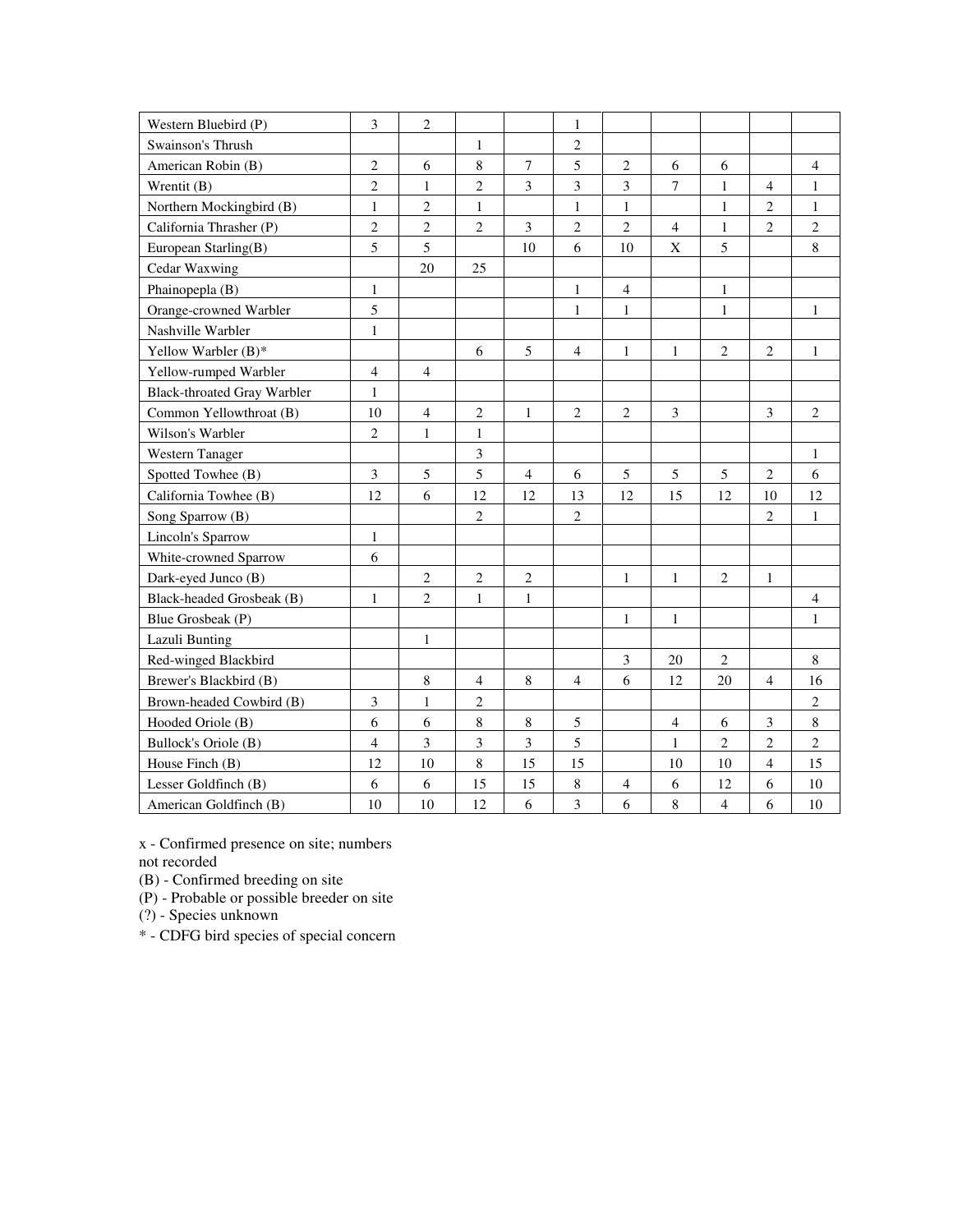| | | | | | | | | | | |
|---|---|---|---|---|---|---|---|---|---|---|
| Western Bluebird (P) | 3 | 2 | | | 1 | | | | | |
| Swainson's Thrush | | | 1 | | 2 | | | | | |
| American Robin (B) | 2 | 6 | 8 | 7 | 5 | 2 | 6 | 6 | | 4 |
| Wrentit (B) | 2 | 1 | 2 | 3 | 3 | 3 | 7 | 1 | 4 | 1 |
| Northern Mockingbird (B) | 1 | 2 | 1 | | 1 | 1 | | 1 | 2 | 1 |
| California Thrasher (P) | 2 | 2 | 2 | 3 | 2 | 2 | 4 | 1 | 2 | 2 |
| European Starling(B) | 5 | 5 | | 10 | 6 | 10 | X | 5 | | 8 |
| Cedar Waxwing | | 20 | 25 | | | | | | | |
| Phainopepla (B) | 1 | | | | 1 | 4 | | 1 | | |
| Orange-crowned Warbler | 5 | | | | 1 | 1 | | 1 | | 1 |
| Nashville Warbler | 1 | | | | | | | | | |
| Yellow Warbler (B)* | | | 6 | 5 | 4 | 1 | 1 | 2 | 2 | 1 |
| Yellow-rumped Warbler | 4 | 4 | | | | | | | | |
| Black-throated Gray Warbler | 1 | | | | | | | | | |
| Common Yellowthroat (B) | 10 | 4 | 2 | 1 | 2 | 2 | 3 | | 3 | 2 |
| Wilson's Warbler | 2 | 1 | 1 | | | | | | | |
| Western Tanager | | | 3 | | | | | | | 1 |
| Spotted Towhee (B) | 3 | 5 | 5 | 4 | 6 | 5 | 5 | 5 | 2 | 6 |
| California Towhee (B) | 12 | 6 | 12 | 12 | 13 | 12 | 15 | 12 | 10 | 12 |
| Song Sparrow (B) | | | 2 | | 2 | | | | 2 | 1 |
| Lincoln's Sparrow | 1 | | | | | | | | | |
| White-crowned Sparrow | 6 | | | | | | | | | |
| Dark-eyed Junco (B) | | 2 | 2 | 2 | | 1 | 1 | 2 | 1 | |
| Black-headed Grosbeak (B) | 1 | 2 | 1 | 1 | | | | | | 4 |
| Blue Grosbeak (P) | | | | | | 1 | 1 | | | 1 |
| Lazuli Bunting | | 1 | | | | | | | | |
| Red-winged Blackbird | | | | | | 3 | 20 | 2 | | 8 |
| Brewer's Blackbird (B) | | 8 | 4 | 8 | 4 | 6 | 12 | 20 | 4 | 16 |
| Brown-headed Cowbird (B) | 3 | 1 | 2 | | | | | | | 2 |
| Hooded Oriole (B) | 6 | 6 | 8 | 8 | 5 | | 4 | 6 | 3 | 8 |
| Bullock's Oriole (B) | 4 | 3 | 3 | 3 | 5 | | 1 | 2 | 2 | 2 |
| House Finch (B) | 12 | 10 | 8 | 15 | 15 | | 10 | 10 | 4 | 15 |
| Lesser Goldfinch (B) | 6 | 6 | 15 | 15 | 8 | 4 | 6 | 12 | 6 | 10 |
| American Goldfinch (B) | 10 | 10 | 12 | 6 | 3 | 6 | 8 | 4 | 6 | 10 |

x - Confirmed presence on site; numbers not recorded

(B) - Confirmed breeding on site

(P) - Probable or possible breeder on site

(?) - Species unknown

* - CDFG bird species of special concern